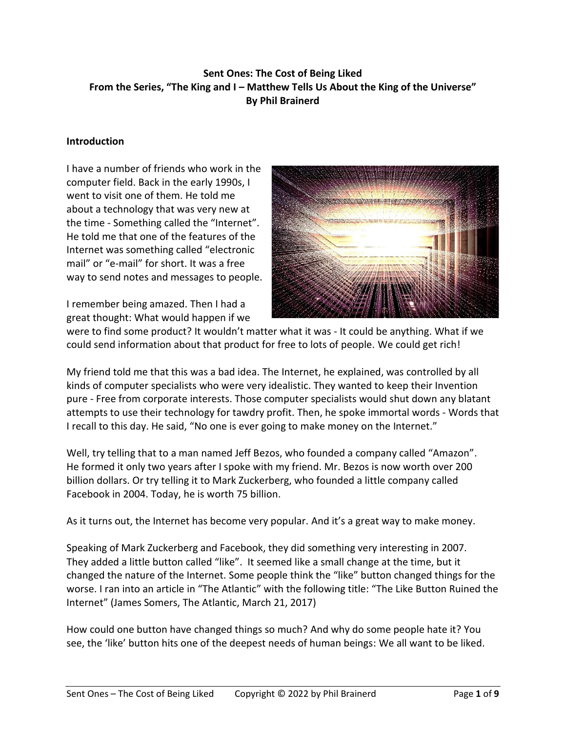**Sent Ones: The Cost of Being Liked**
**From the Series, "The King and I – Matthew Tells Us About the King of the Universe"**
**By Phil Brainerd**

## Introduction

I have a number of friends who work in the computer field. Back in the early 1990s, I went to visit one of them. He told me about a technology that was very new at the time - Something called the "Internet". He told me that one of the features of the Internet was something called "electronic mail" or "e-mail" for short. It was a free way to send notes and messages to people.

I remember being amazed. Then I had a great thought: What would happen if we were to find some product? It wouldn't matter what it was - It could be anything. What if we could send information about that product for free to lots of people. We could get rich!

My friend told me that this was a bad idea. The Internet, he explained, was controlled by all kinds of computer specialists who were very idealistic. They wanted to keep their Invention pure - Free from corporate interests. Those computer specialists would shut down any blatant attempts to use their technology for tawdry profit. Then, he spoke immortal words - Words that I recall to this day. He said, "No one is ever going to make money on the Internet."

Well, try telling that to a man named Jeff Bezos, who founded a company called "Amazon". He formed it only two years after I spoke with my friend. Mr. Bezos is now worth over 200 billion dollars. Or try telling it to Mark Zuckerberg, who founded a little company called Facebook in 2004. Today, he is worth 75 billion.

As it turns out, the Internet has become very popular. And it's a great way to make money.

Speaking of Mark Zuckerberg and Facebook, they did something very interesting in 2007. They added a little button called "like". It seemed like a small change at the time, but it changed the nature of the Internet. Some people think the "like" button changed things for the worse. I ran into an article in "The Atlantic" with the following title: "The Like Button Ruined the Internet" (James Somers, The Atlantic, March 21, 2017)

How could one button have changed things so much? And why do some people hate it? You see, the 'like' button hits one of the deepest needs of human beings: We all want to be liked.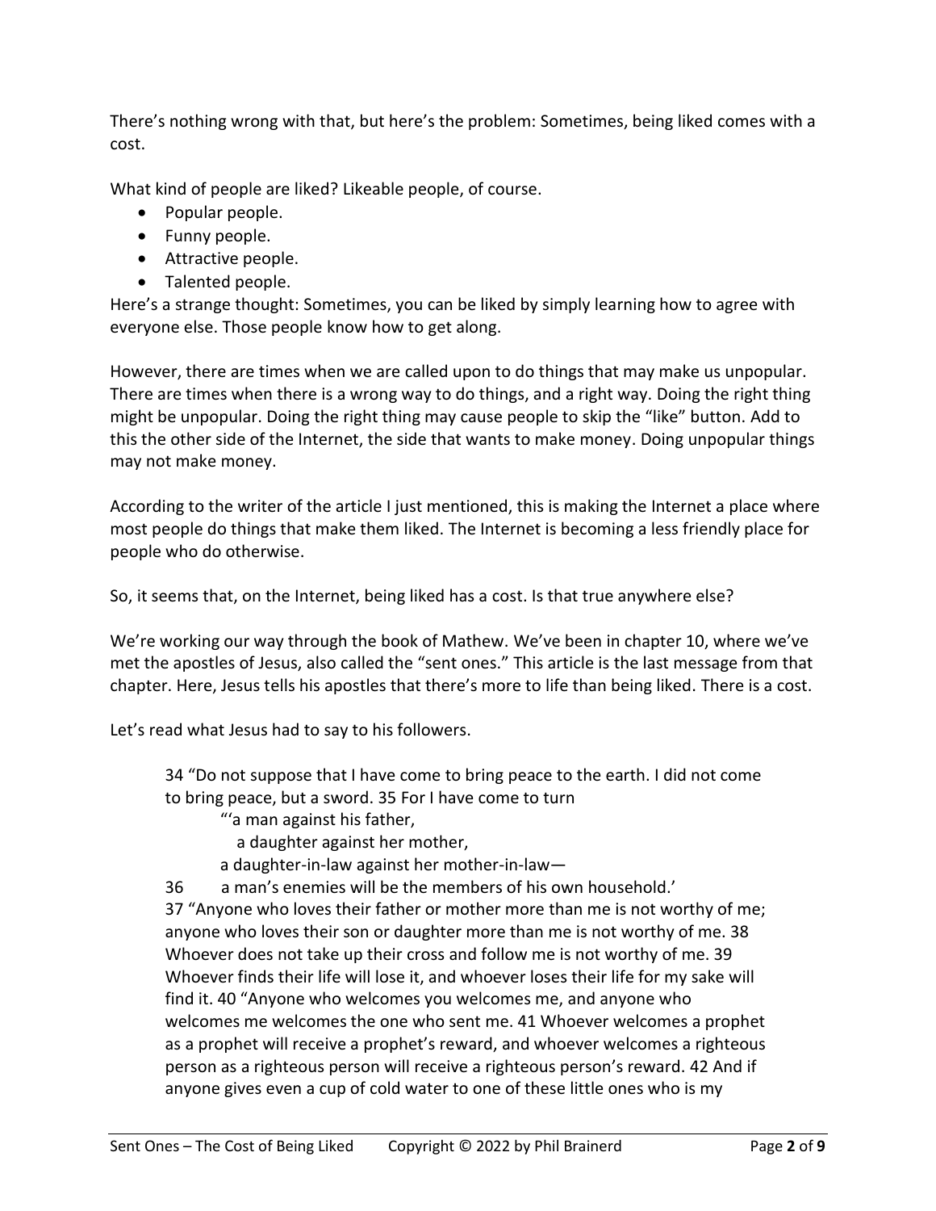There's nothing wrong with that, but here's the problem: Sometimes, being liked comes with a cost.

What kind of people are liked? Likeable people, of course.

- Popular people.
- Funny people.
- Attractive people.
- Talented people.

Here's a strange thought: Sometimes, you can be liked by simply learning how to agree with everyone else. Those people know how to get along.

However, there are times when we are called upon to do things that may make us unpopular. There are times when there is a wrong way to do things, and a right way. Doing the right thing might be unpopular. Doing the right thing may cause people to skip the "like" button. Add to this the other side of the Internet, the side that wants to make money. Doing unpopular things may not make money.

According to the writer of the article I just mentioned, this is making the Internet a place where most people do things that make them liked. The Internet is becoming a less friendly place for people who do otherwise.

So, it seems that, on the Internet, being liked has a cost. Is that true anywhere else?

We're working our way through the book of Mathew. We've been in chapter 10, where we've met the apostles of Jesus, also called the "sent ones." This article is the last message from that chapter. Here, Jesus tells his apostles that there's more to life than being liked. There is a cost.

Let's read what Jesus had to say to his followers.

> 34 "Do not suppose that I have come to bring peace to the earth. I did not come to bring peace, but a sword. 35 For I have come to turn
>
> "'a man against his father,
> a daughter against her mother,
> a daughter-in-law against her mother-in-law—
>
> 36 a man's enemies will be the members of his own household.'
>
> 37 "Anyone who loves their father or mother more than me is not worthy of me; anyone who loves their son or daughter more than me is not worthy of me. 38 Whoever does not take up their cross and follow me is not worthy of me. 39 Whoever finds their life will lose it, and whoever loses their life for my sake will find it. 40 "Anyone who welcomes you welcomes me, and anyone who welcomes me welcomes the one who sent me. 41 Whoever welcomes a prophet as a prophet will receive a prophet's reward, and whoever welcomes a righteous person as a righteous person will receive a righteous person's reward. 42 And if anyone gives even a cup of cold water to one of these little ones who is my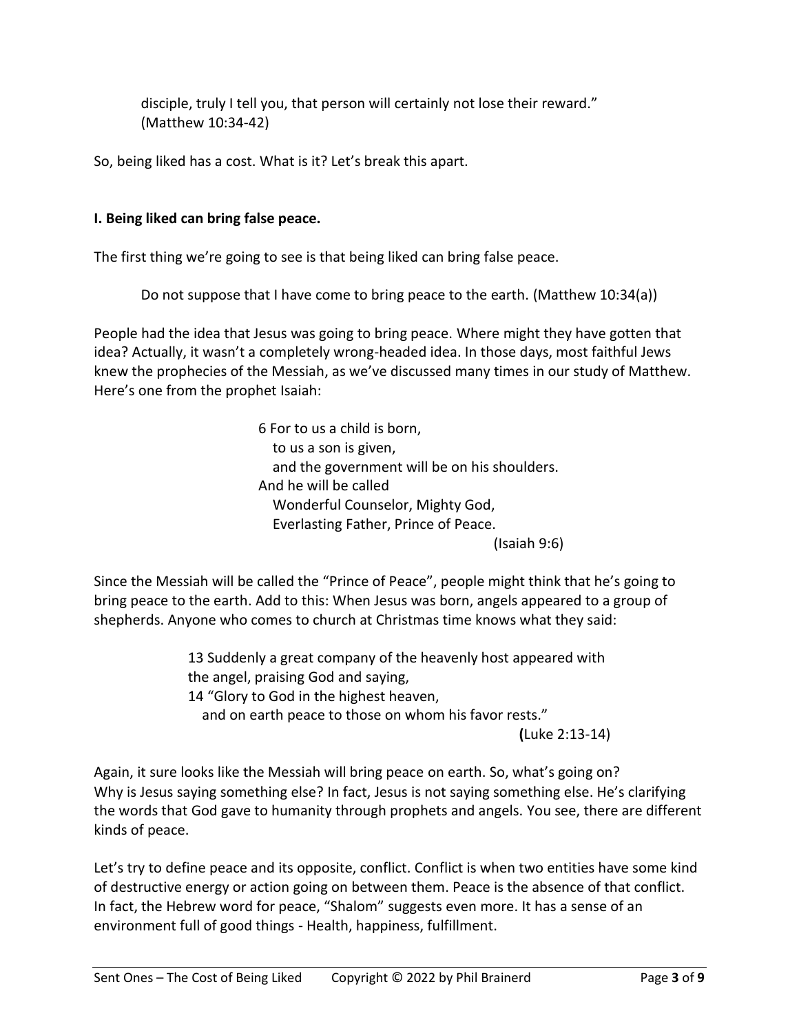> disciple, truly I tell you, that person will certainly not lose their reward."
> (Matthew 10:34-42)

So, being liked has a cost. What is it? Let's break this apart.

**I. Being liked can bring false peace.**

The first thing we're going to see is that being liked can bring false peace.

> Do not suppose that I have come to bring peace to the earth. (Matthew 10:34(a))

People had the idea that Jesus was going to bring peace. Where might they have gotten that idea? Actually, it wasn't a completely wrong-headed idea. In those days, most faithful Jews knew the prophecies of the Messiah, as we've discussed many times in our study of Matthew. Here's one from the prophet Isaiah:

> 6 For to us a child is born,
> to us a son is given,
> and the government will be on his shoulders.
> And he will be called
> Wonderful Counselor, Mighty God,
> Everlasting Father, Prince of Peace.
> (Isaiah 9:6)

Since the Messiah will be called the "Prince of Peace", people might think that he's going to bring peace to the earth. Add to this: When Jesus was born, angels appeared to a group of shepherds. Anyone who comes to church at Christmas time knows what they said:

> 13 Suddenly a great company of the heavenly host appeared with the angel, praising God and saying,
> 14 "Glory to God in the highest heaven,
> and on earth peace to those on whom his favor rests."
> (Luke 2:13-14)

Again, it sure looks like the Messiah will bring peace on earth. So, what's going on? Why is Jesus saying something else? In fact, Jesus is not saying something else. He's clarifying the words that God gave to humanity through prophets and angels. You see, there are different kinds of peace.

Let's try to define peace and its opposite, conflict. Conflict is when two entities have some kind of destructive energy or action going on between them. Peace is the absence of that conflict. In fact, the Hebrew word for peace, "Shalom" suggests even more. It has a sense of an environment full of good things - Health, happiness, fulfillment.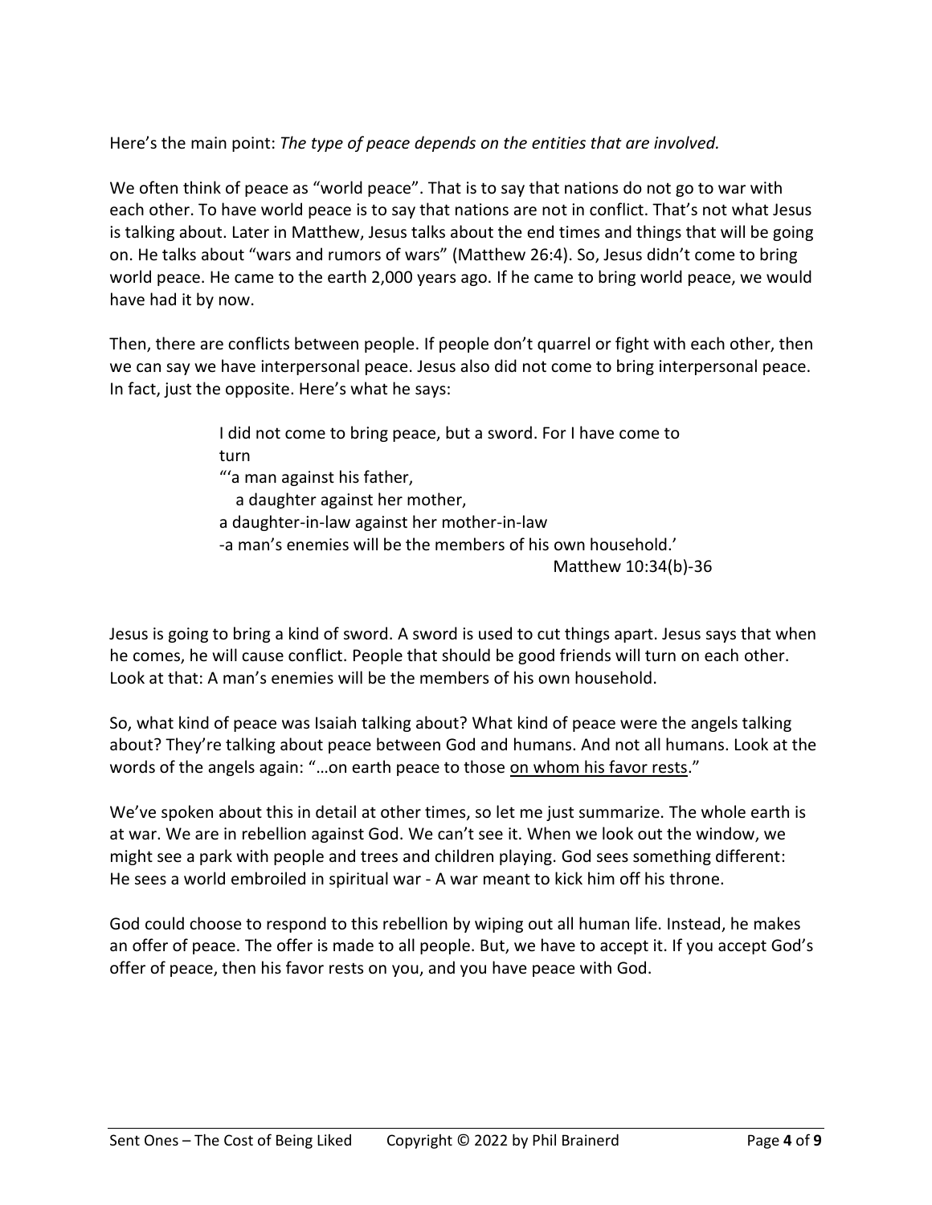Here's the main point: *The type of peace depends on the entities that are involved.*

We often think of peace as "world peace". That is to say that nations do not go to war with each other. To have world peace is to say that nations are not in conflict. That's not what Jesus is talking about. Later in Matthew, Jesus talks about the end times and things that will be going on. He talks about "wars and rumors of wars" (Matthew 26:4). So, Jesus didn't come to bring world peace. He came to the earth 2,000 years ago. If he came to bring world peace, we would have had it by now.

Then, there are conflicts between people. If people don't quarrel or fight with each other, then we can say we have interpersonal peace. Jesus also did not come to bring interpersonal peace. In fact, just the opposite. Here's what he says:

> I did not come to bring peace, but a sword. For I have come to turn
> "'a man against his father,
> a daughter against her mother,
> a daughter-in-law against her mother-in-law
> -a man's enemies will be the members of his own household.'
>
> Matthew 10:34(b)-36

Jesus is going to bring a kind of sword. A sword is used to cut things apart. Jesus says that when he comes, he will cause conflict. People that should be good friends will turn on each other. Look at that: A man's enemies will be the members of his own household.

So, what kind of peace was Isaiah talking about? What kind of peace were the angels talking about? They're talking about peace between God and humans. And not all humans. Look at the words of the angels again: "…on earth peace to those <u>on whom his favor rests</u>."

We've spoken about this in detail at other times, so let me just summarize. The whole earth is at war. We are in rebellion against God. We can't see it. When we look out the window, we might see a park with people and trees and children playing. God sees something different: He sees a world embroiled in spiritual war - A war meant to kick him off his throne.

God could choose to respond to this rebellion by wiping out all human life. Instead, he makes an offer of peace. The offer is made to all people. But, we have to accept it. If you accept God's offer of peace, then his favor rests on you, and you have peace with God.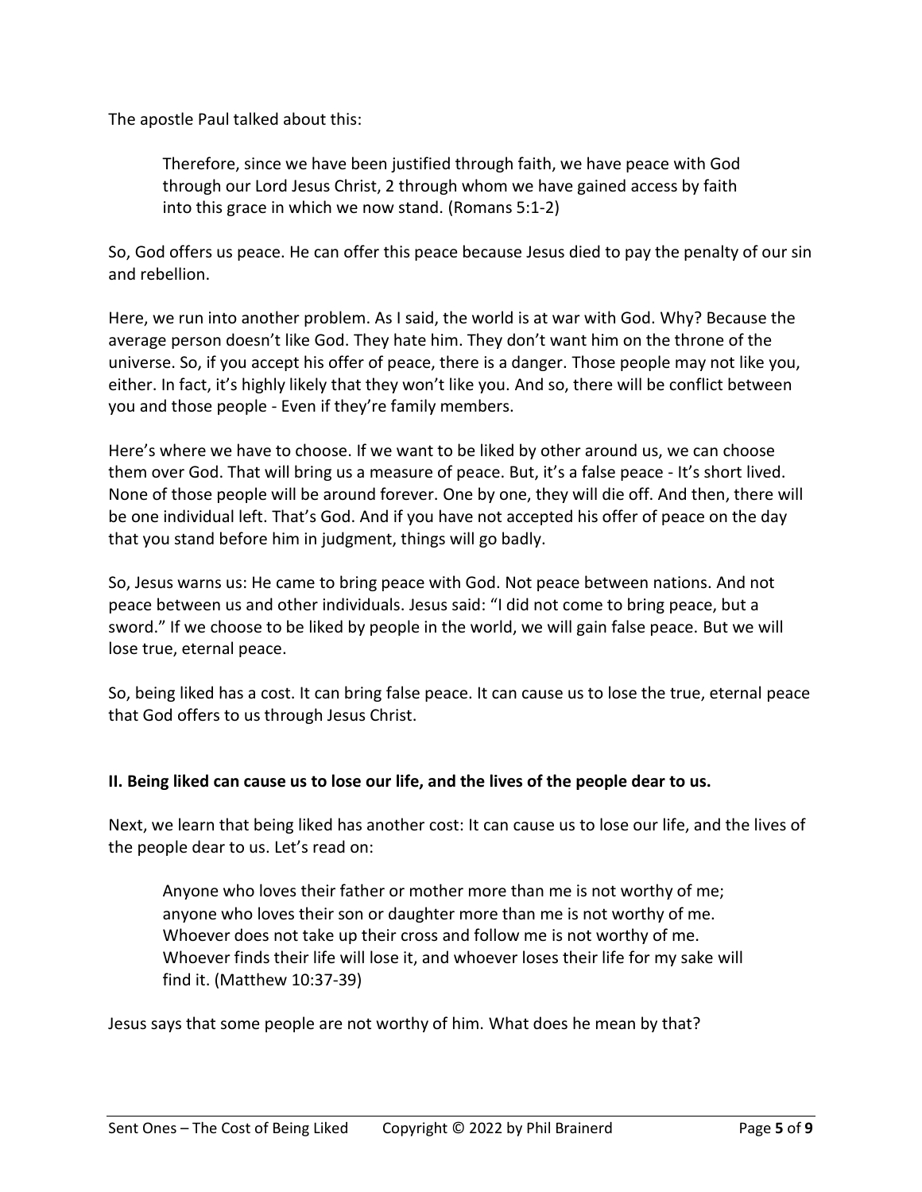The apostle Paul talked about this:

> Therefore, since we have been justified through faith, we have peace with God through our Lord Jesus Christ, 2 through whom we have gained access by faith into this grace in which we now stand. (Romans 5:1-2)

So, God offers us peace. He can offer this peace because Jesus died to pay the penalty of our sin and rebellion.

Here, we run into another problem. As I said, the world is at war with God. Why? Because the average person doesn't like God. They hate him. They don't want him on the throne of the universe. So, if you accept his offer of peace, there is a danger. Those people may not like you, either. In fact, it's highly likely that they won't like you. And so, there will be conflict between you and those people - Even if they're family members.

Here's where we have to choose. If we want to be liked by other around us, we can choose them over God. That will bring us a measure of peace. But, it's a false peace - It's short lived. None of those people will be around forever. One by one, they will die off. And then, there will be one individual left. That's God. And if you have not accepted his offer of peace on the day that you stand before him in judgment, things will go badly.

So, Jesus warns us: He came to bring peace with God. Not peace between nations. And not peace between us and other individuals. Jesus said: "I did not come to bring peace, but a sword." If we choose to be liked by people in the world, we will gain false peace. But we will lose true, eternal peace.

So, being liked has a cost. It can bring false peace. It can cause us to lose the true, eternal peace that God offers to us through Jesus Christ.

**II. Being liked can cause us to lose our life, and the lives of the people dear to us.**

Next, we learn that being liked has another cost: It can cause us to lose our life, and the lives of the people dear to us. Let's read on:

> Anyone who loves their father or mother more than me is not worthy of me; anyone who loves their son or daughter more than me is not worthy of me. Whoever does not take up their cross and follow me is not worthy of me. Whoever finds their life will lose it, and whoever loses their life for my sake will find it. (Matthew 10:37-39)

Jesus says that some people are not worthy of him. What does he mean by that?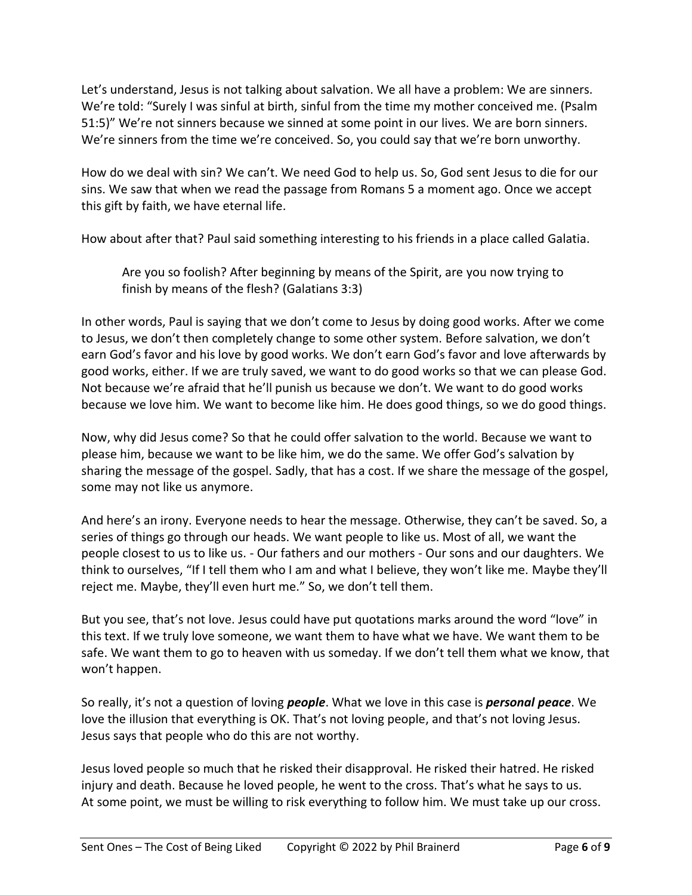Let's understand, Jesus is not talking about salvation. We all have a problem: We are sinners. We're told: "Surely I was sinful at birth, sinful from the time my mother conceived me. (Psalm 51:5)" We're not sinners because we sinned at some point in our lives. We are born sinners. We're sinners from the time we're conceived. So, you could say that we're born unworthy.

How do we deal with sin? We can't. We need God to help us. So, God sent Jesus to die for our sins. We saw that when we read the passage from Romans 5 a moment ago. Once we accept this gift by faith, we have eternal life.

How about after that? Paul said something interesting to his friends in a place called Galatia.

> Are you so foolish? After beginning by means of the Spirit, are you now trying to finish by means of the flesh? (Galatians 3:3)

In other words, Paul is saying that we don't come to Jesus by doing good works. After we come to Jesus, we don't then completely change to some other system. Before salvation, we don't earn God's favor and his love by good works. We don't earn God's favor and love afterwards by good works, either. If we are truly saved, we want to do good works so that we can please God. Not because we're afraid that he'll punish us because we don't. We want to do good works because we love him. We want to become like him. He does good things, so we do good things.

Now, why did Jesus come? So that he could offer salvation to the world. Because we want to please him, because we want to be like him, we do the same. We offer God's salvation by sharing the message of the gospel. Sadly, that has a cost. If we share the message of the gospel, some may not like us anymore.

And here's an irony. Everyone needs to hear the message. Otherwise, they can't be saved. So, a series of things go through our heads. We want people to like us. Most of all, we want the people closest to us to like us. - Our fathers and our mothers - Our sons and our daughters. We think to ourselves, "If I tell them who I am and what I believe, they won't like me. Maybe they'll reject me. Maybe, they'll even hurt me." So, we don't tell them.

But you see, that's not love. Jesus could have put quotations marks around the word "love" in this text. If we truly love someone, we want them to have what we have. We want them to be safe. We want them to go to heaven with us someday. If we don't tell them what we know, that won't happen.

So really, it's not a question of loving ***people***. What we love in this case is ***personal peace***. We love the illusion that everything is OK. That's not loving people, and that's not loving Jesus. Jesus says that people who do this are not worthy.

Jesus loved people so much that he risked their disapproval. He risked their hatred. He risked injury and death. Because he loved people, he went to the cross. That's what he says to us. At some point, we must be willing to risk everything to follow him. We must take up our cross.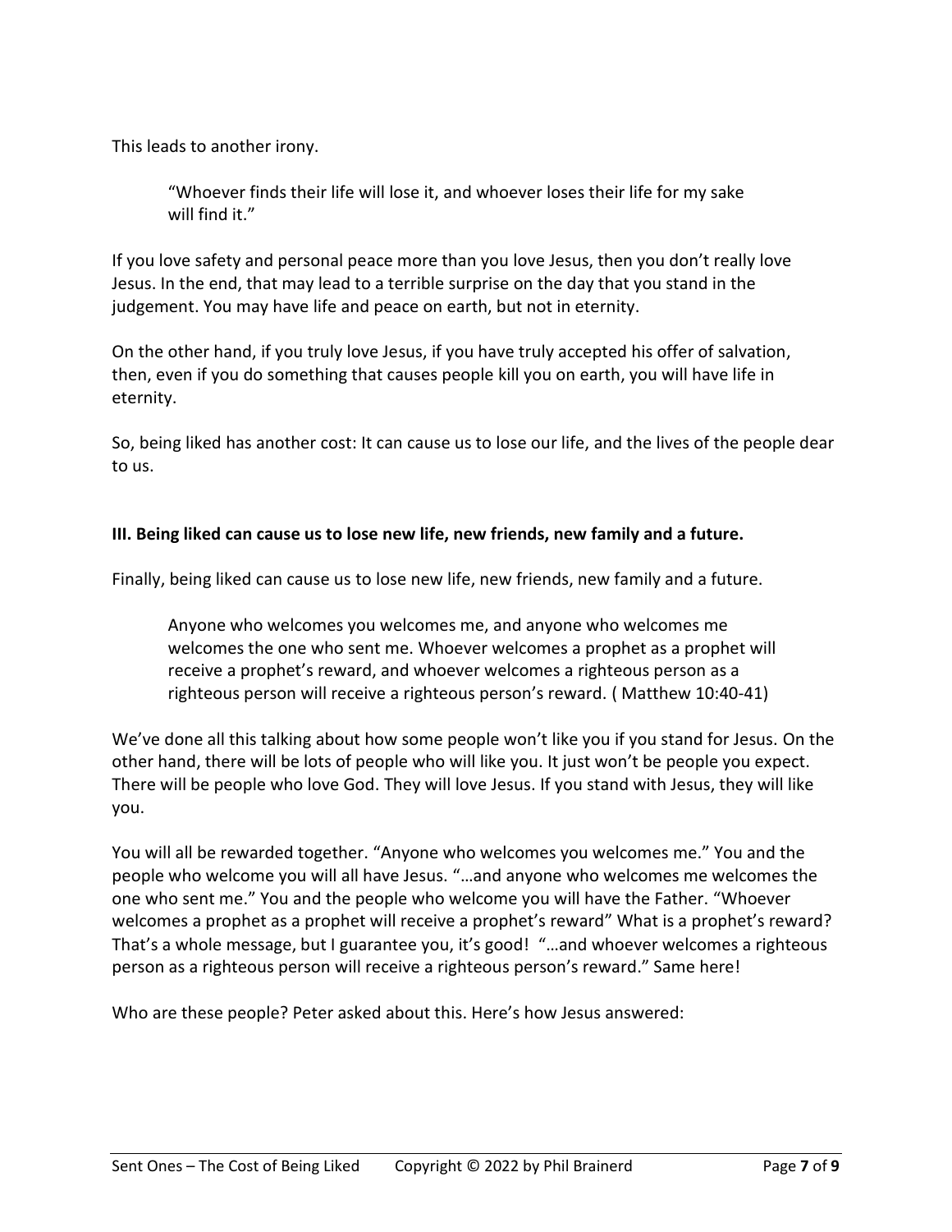This leads to another irony.

> "Whoever finds their life will lose it, and whoever loses their life for my sake will find it."

If you love safety and personal peace more than you love Jesus, then you don't really love Jesus. In the end, that may lead to a terrible surprise on the day that you stand in the judgement. You may have life and peace on earth, but not in eternity.

On the other hand, if you truly love Jesus, if you have truly accepted his offer of salvation, then, even if you do something that causes people kill you on earth, you will have life in eternity.

So, being liked has another cost: It can cause us to lose our life, and the lives of the people dear to us.

**III. Being liked can cause us to lose new life, new friends, new family and a future.**

Finally, being liked can cause us to lose new life, new friends, new family and a future.

> Anyone who welcomes you welcomes me, and anyone who welcomes me welcomes the one who sent me. Whoever welcomes a prophet as a prophet will receive a prophet's reward, and whoever welcomes a righteous person as a righteous person will receive a righteous person's reward. ( Matthew 10:40-41)

We've done all this talking about how some people won't like you if you stand for Jesus. On the other hand, there will be lots of people who will like you. It just won't be people you expect. There will be people who love God. They will love Jesus. If you stand with Jesus, they will like you.

You will all be rewarded together. "Anyone who welcomes you welcomes me." You and the people who welcome you will all have Jesus. "…and anyone who welcomes me welcomes the one who sent me." You and the people who welcome you will have the Father. "Whoever welcomes a prophet as a prophet will receive a prophet's reward" What is a prophet's reward? That's a whole message, but I guarantee you, it's good! "…and whoever welcomes a righteous person as a righteous person will receive a righteous person's reward." Same here!

Who are these people? Peter asked about this. Here's how Jesus answered: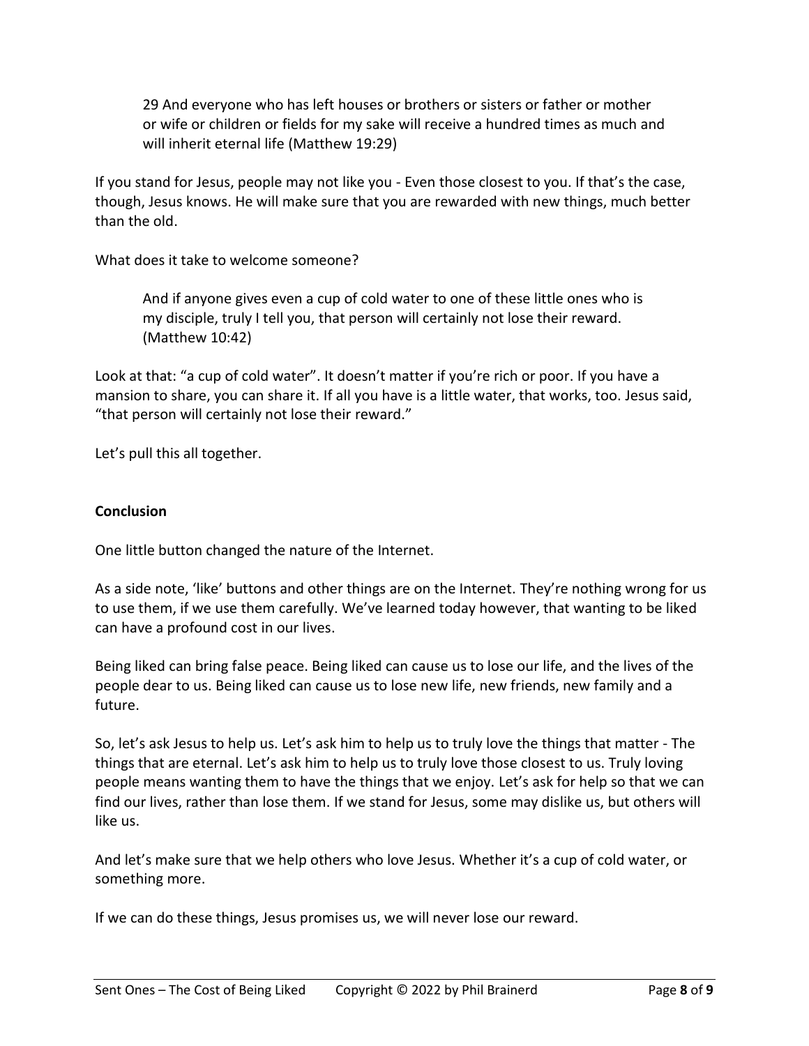> 29 And everyone who has left houses or brothers or sisters or father or mother or wife or children or fields for my sake will receive a hundred times as much and will inherit eternal life (Matthew 19:29)

If you stand for Jesus, people may not like you - Even those closest to you. If that's the case, though, Jesus knows. He will make sure that you are rewarded with new things, much better than the old.

What does it take to welcome someone?

> And if anyone gives even a cup of cold water to one of these little ones who is my disciple, truly I tell you, that person will certainly not lose their reward. (Matthew 10:42)

Look at that: "a cup of cold water". It doesn't matter if you're rich or poor. If you have a mansion to share, you can share it. If all you have is a little water, that works, too. Jesus said, "that person will certainly not lose their reward."

Let's pull this all together.

**Conclusion**

One little button changed the nature of the Internet.

As a side note, 'like' buttons and other things are on the Internet. They're nothing wrong for us to use them, if we use them carefully. We've learned today however, that wanting to be liked can have a profound cost in our lives.

Being liked can bring false peace. Being liked can cause us to lose our life, and the lives of the people dear to us. Being liked can cause us to lose new life, new friends, new family and a future.

So, let's ask Jesus to help us. Let's ask him to help us to truly love the things that matter - The things that are eternal. Let's ask him to help us to truly love those closest to us. Truly loving people means wanting them to have the things that we enjoy. Let's ask for help so that we can find our lives, rather than lose them. If we stand for Jesus, some may dislike us, but others will like us.

And let's make sure that we help others who love Jesus. Whether it's a cup of cold water, or something more.

If we can do these things, Jesus promises us, we will never lose our reward.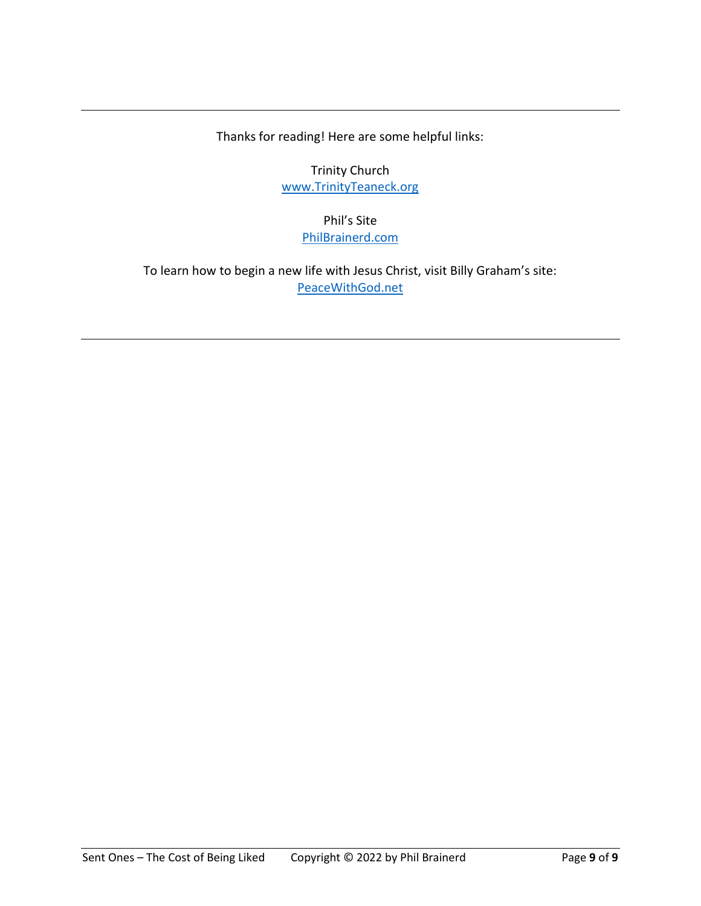---

Thanks for reading! Here are some helpful links:

Trinity Church
[www.TrinityTeaneck.org](http://www.TrinityTeaneck.org)

Phil's Site
[PhilBrainerd.com](http://PhilBrainerd.com)

To learn how to begin a new life with Jesus Christ, visit Billy Graham's site:
[PeaceWithGod.net](http://PeaceWithGod.net)

---